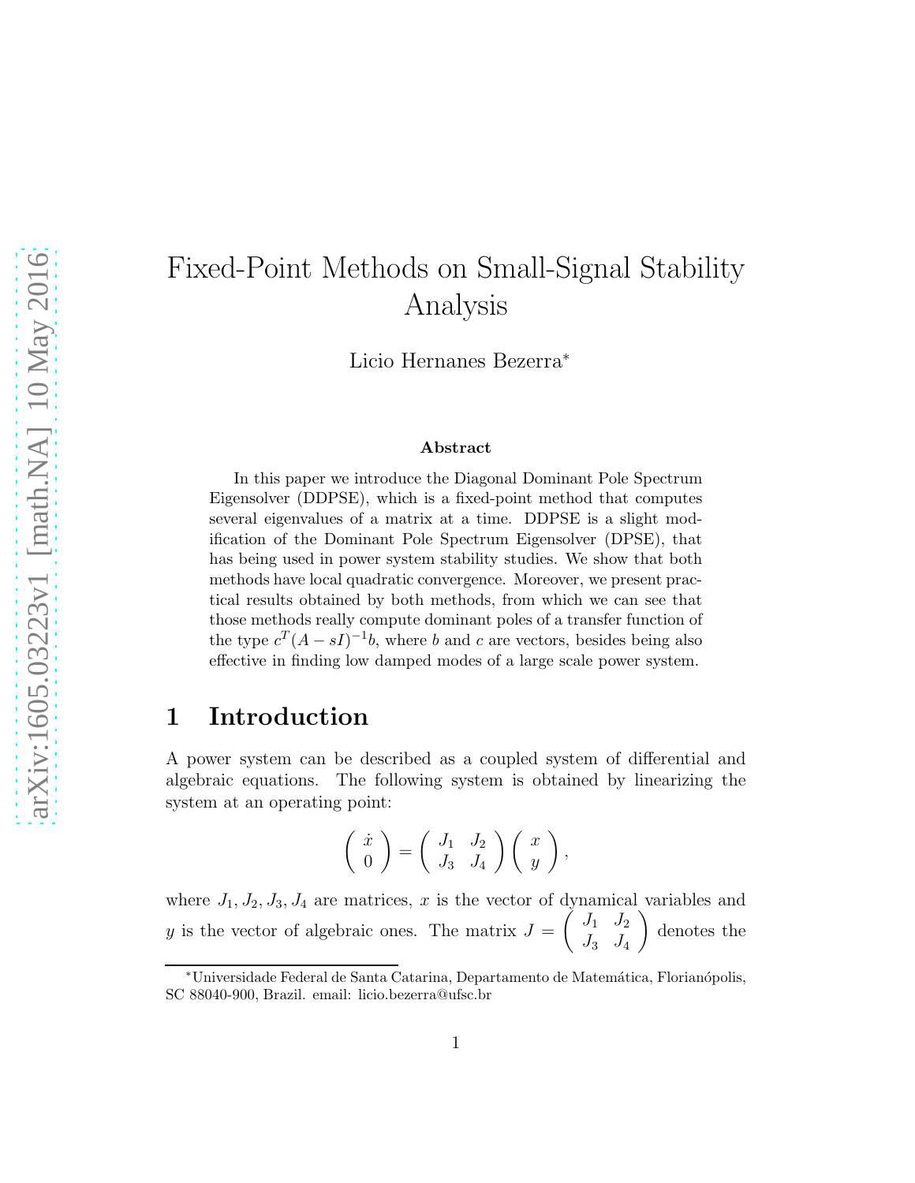# Fixed-Point Methods on Small-Signal Stability Analysis

Licio Hernanes Bezerra[*]

### Abstract

In this paper we introduce the Diagonal Dominant Pole Spectrum Eigensolver (DDPSE), which is a fixed-point method that computes several eigenvalues of a matrix at a time. DDPSE is a slight modification of the Dominant Pole Spectrum Eigensolver (DPSE), that has being used in power system stability studies. We show that both methods have local quadratic convergence. Moreover, we present practical results obtained by both methods, from which we can see that those methods really compute dominant poles of a transfer function of the type $c^T(A - sI)^{-1}b$, where $b$ and $c$ are vectors, besides being also effective in finding low damped modes of a large scale power system.

## 1 Introduction

A power system can be described as a coupled system of differential and algebraic equations. The following system is obtained by linearizing the system at an operating point:

$$\begin{pmatrix} \dot{x} \\ 0 \end{pmatrix} = \begin{pmatrix} J_1 & J_2 \\ J_3 & J_4 \end{pmatrix} \begin{pmatrix} x \\ y \end{pmatrix},$$

where $J_1, J_2, J_3, J_4$ are matrices, $x$ is the vector of dynamical variables and $y$ is the vector of algebraic ones. The matrix $J = \begin{pmatrix} J_1 & J_2 \\ J_3 & J_4 \end{pmatrix}$ denotes the

[*] Universidade Federal de Santa Catarina, Departamento de Matemática, Florianópolis, SC 88040-900, Brazil. email: licio.bezerra@ufsc.br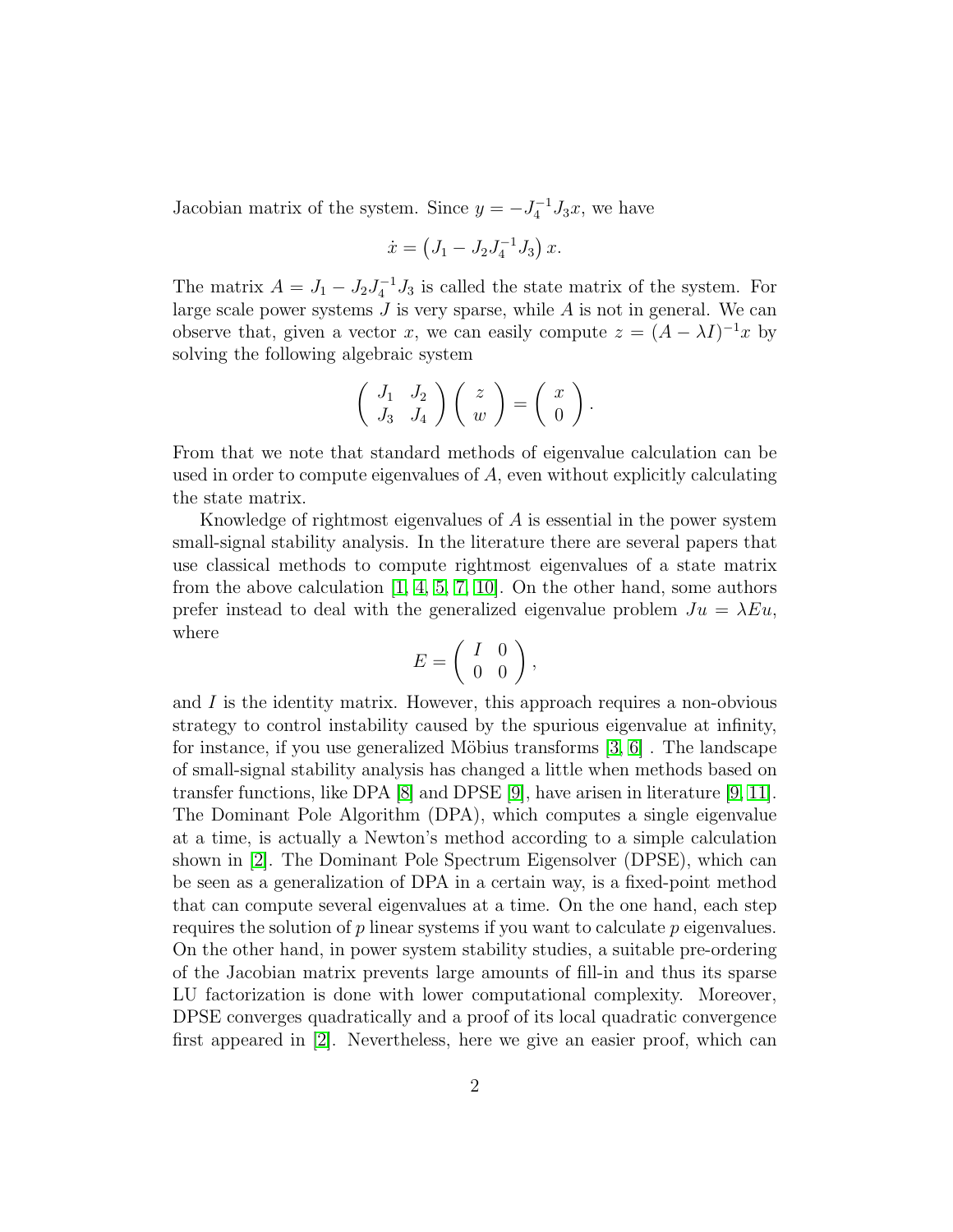Jacobian matrix of the system. Since $y = -J_4^{-1}J_3x$, we have

$$\dot{x} = \left(J_1 - J_2J_4^{-1}J_3\right)x.$$

The matrix $A = J_1 - J_2J_4^{-1}J_3$ is called the state matrix of the system. For large scale power systems $J$ is very sparse, while $A$ is not in general. We can observe that, given a vector $x$, we can easily compute $z = (A - \lambda I)^{-1}x$ by solving the following algebraic system

$$\begin{pmatrix} J_1 & J_2 \\ J_3 & J_4 \end{pmatrix} \begin{pmatrix} z \\ w \end{pmatrix} = \begin{pmatrix} x \\ 0 \end{pmatrix}.$$

From that we note that standard methods of eigenvalue calculation can be used in order to compute eigenvalues of $A$, even without explicitly calculating the state matrix.

Knowledge of rightmost eigenvalues of $A$ is essential in the power system small-signal stability analysis. In the literature there are several papers that use classical methods to compute rightmost eigenvalues of a state matrix from the above calculation [1, 4, 5, 7, 10]. On the other hand, some authors prefer instead to deal with the generalized eigenvalue problem $Ju = \lambda Eu$, where

$$E = \begin{pmatrix} I & 0 \\ 0 & 0 \end{pmatrix},$$

and $I$ is the identity matrix. However, this approach requires a non-obvious strategy to control instability caused by the spurious eigenvalue at infinity, for instance, if you use generalized Möbius transforms [3, 6] . The landscape of small-signal stability analysis has changed a little when methods based on transfer functions, like DPA [8] and DPSE [9], have arisen in literature [9, 11]. The Dominant Pole Algorithm (DPA), which computes a single eigenvalue at a time, is actually a Newton's method according to a simple calculation shown in [2]. The Dominant Pole Spectrum Eigensolver (DPSE), which can be seen as a generalization of DPA in a certain way, is a fixed-point method that can compute several eigenvalues at a time. On the one hand, each step requires the solution of $p$ linear systems if you want to calculate $p$ eigenvalues. On the other hand, in power system stability studies, a suitable pre-ordering of the Jacobian matrix prevents large amounts of fill-in and thus its sparse LU factorization is done with lower computational complexity. Moreover, DPSE converges quadratically and a proof of its local quadratic convergence first appeared in [2]. Nevertheless, here we give an easier proof, which can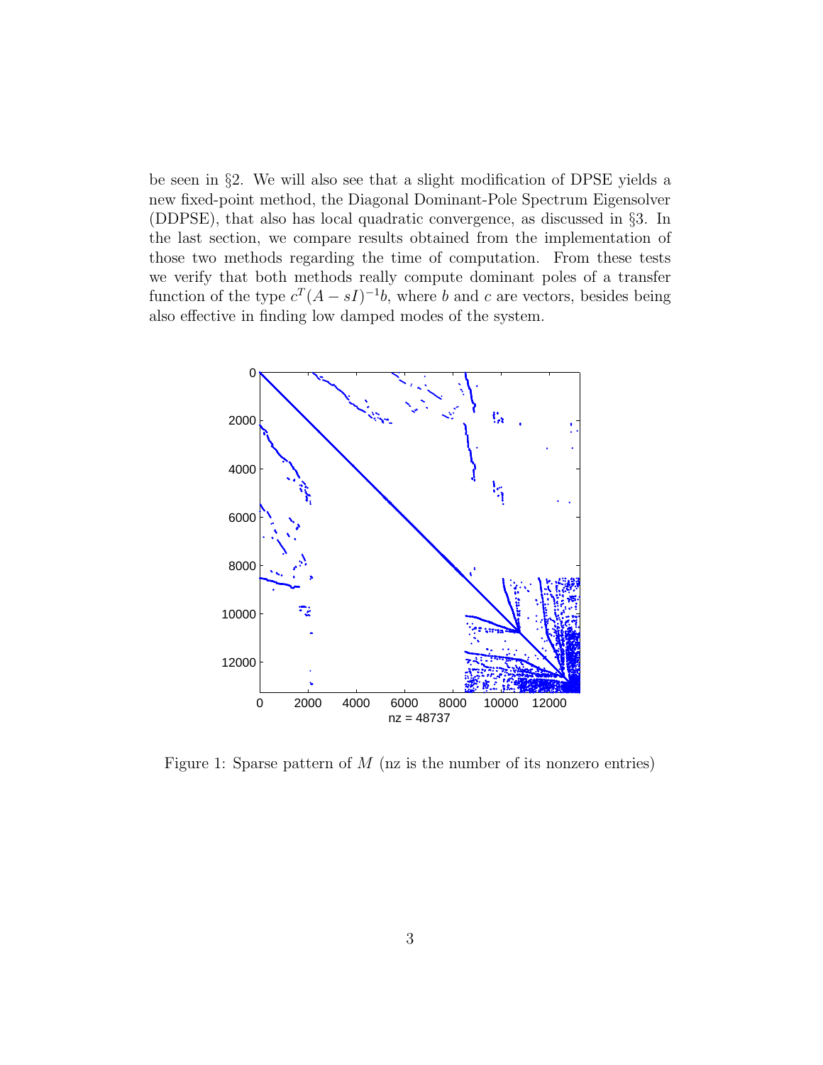be seen in §2. We will also see that a slight modification of DPSE yields a new fixed-point method, the Diagonal Dominant-Pole Spectrum Eigensolver (DDPSE), that also has local quadratic convergence, as discussed in §3. In the last section, we compare results obtained from the implementation of those two methods regarding the time of computation. From these tests we verify that both methods really compute dominant poles of a transfer function of the type $c^T(A - sI)^{-1}b$, where $b$ and $c$ are vectors, besides being also effective in finding low damped modes of the system.

0
2000
4000
6000
8000
10000
12000

0 2000 4000 6000 8000 10000 12000
nz = 48737

Figure 1: Sparse pattern of $M$ (nz is the number of its nonzero entries)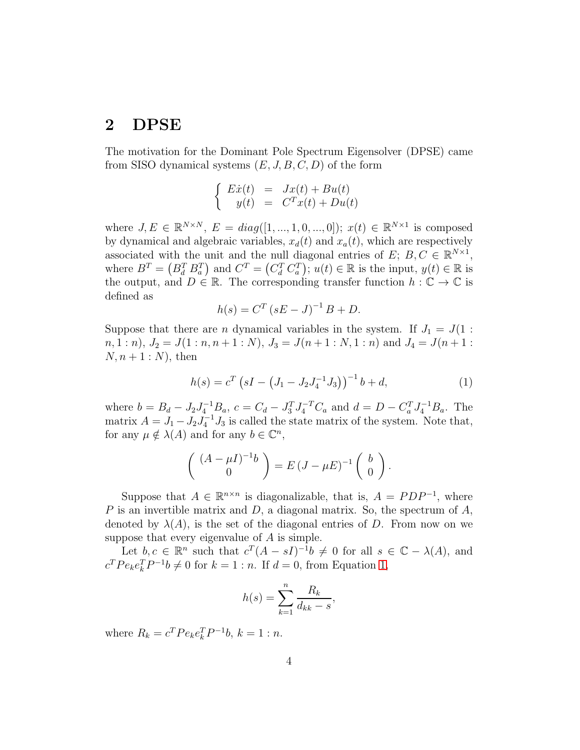## 2 DPSE

The motivation for the Dominant Pole Spectrum Eigensolver (DPSE) came from SISO dynamical systems $(E, J, B, C, D)$ of the form

$$\left\{ \begin{array}{rcl} E\dot{x}(t) & = & Jx(t) + Bu(t) \\ y(t) & = & C^T x(t) + Du(t) \end{array} \right.$$

where $J, E \in \mathbb{R}^{N\times N}$, $E = diag([1, ..., 1, 0, ..., 0])$; $x(t) \in \mathbb{R}^{N\times 1}$ is composed by dynamical and algebraic variables, $x_d(t)$ and $x_a(t)$, which are respectively associated with the unit and the null diagonal entries of $E$; $B, C \in \mathbb{R}^{N\times 1}$, where $B^T = \begin{pmatrix} B_d^T \, B_a^T \end{pmatrix}$ and $C^T = \begin{pmatrix} C_d^T \, C_a^T \end{pmatrix}$; $u(t) \in \mathbb{R}$ is the input, $y(t) \in \mathbb{R}$ is the output, and $D \in \mathbb{R}$. The corresponding transfer function $h : \mathbb{C} \to \mathbb{C}$ is defined as

$$h(s) = C^T \left(sE - J\right)^{-1} B + D.$$

Suppose that there are $n$ dynamical variables in the system. If $J_1 = J(1 : n, 1 : n)$, $J_2 = J(1 : n, n+1 : N)$, $J_3 = J(n+1 : N, 1 : n)$ and $J_4 = J(n+1 : N, n+1 : N)$, then

$$h(s) = c^T \left(sI - \left(J_1 - J_2 J_4^{-1} J_3\right)\right)^{-1} b + d, \tag{1}$$

where $b = B_d - J_2 J_4^{-1} B_a$, $c = C_d - J_3^T J_4^{-T} C_a$ and $d = D - C_a^T J_4^{-1} B_a$. The matrix $A = J_1 - J_2 J_4^{-1} J_3$ is called the state matrix of the system. Note that, for any $\mu \notin \lambda(A)$ and for any $b \in \mathbb{C}^n$,

$$\begin{pmatrix} (A - \mu I)^{-1} b \\ 0 \end{pmatrix} = E \left(J - \mu E\right)^{-1} \begin{pmatrix} b \\ 0 \end{pmatrix}.$$

Suppose that $A \in \mathbb{R}^{n\times n}$ is diagonalizable, that is, $A = PDP^{-1}$, where $P$ is an invertible matrix and $D$, a diagonal matrix. So, the spectrum of $A$, denoted by $\lambda(A)$, is the set of the diagonal entries of $D$. From now on we suppose that every eigenvalue of $A$ is simple.

Let $b, c \in \mathbb{R}^n$ such that $c^T (A - sI)^{-1} b \neq 0$ for all $s \in \mathbb{C} - \lambda(A)$, and $c^T P e_k e_k^T P^{-1} b \neq 0$ for $k = 1 : n$. If $d = 0$, from Equation 1,

$$h(s) = \sum_{k=1}^{n} \frac{R_k}{d_{kk} - s},$$

where $R_k = c^T P e_k e_k^T P^{-1} b$, $k = 1 : n$.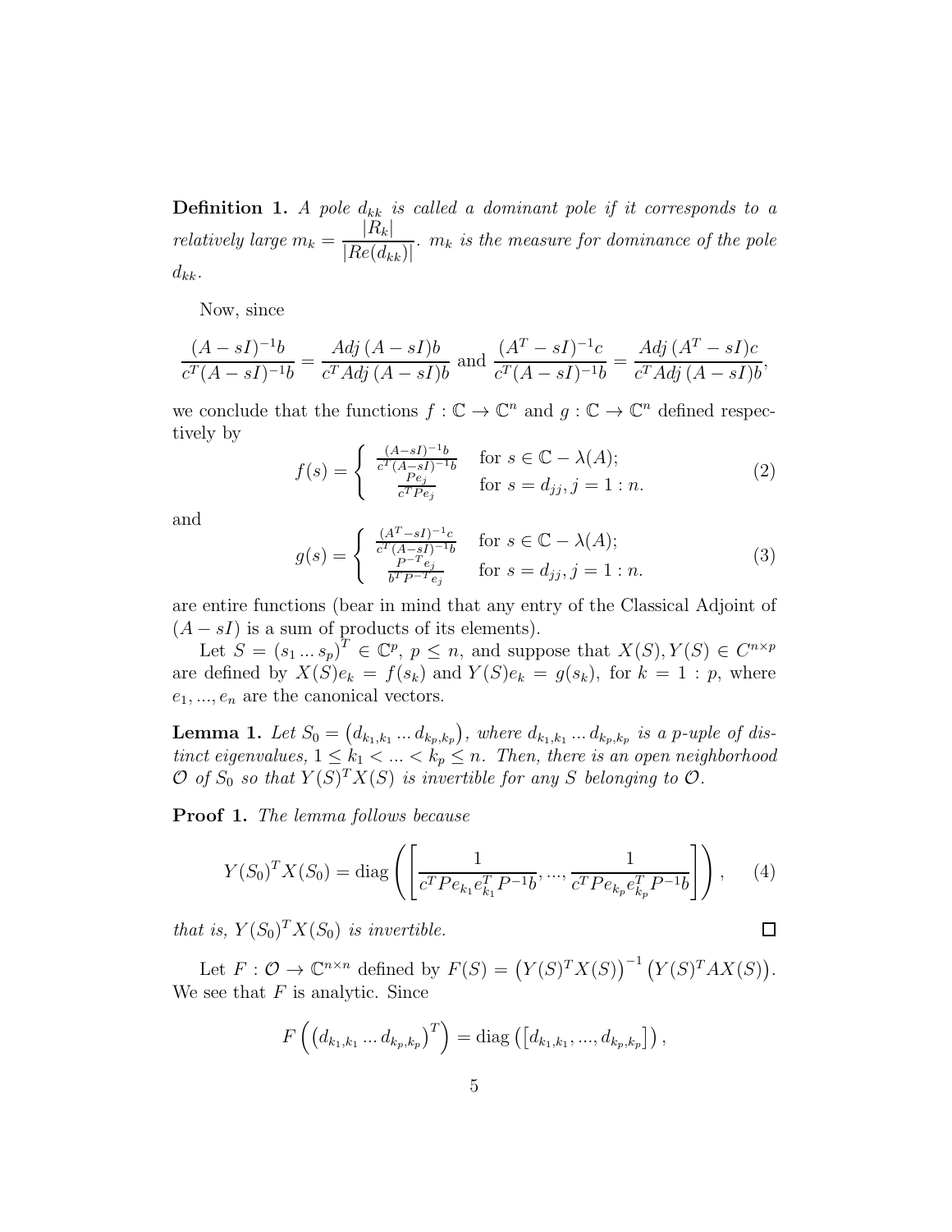**Definition 1.** *A pole $d_{kk}$ is called a dominant pole if it corresponds to a relatively large $m_k = \dfrac{|R_k|}{|Re(d_{kk})|}$. $m_k$ is the measure for dominance of the pole $d_{kk}$.*

Now, since

$$\frac{(A-sI)^{-1}b}{c^T(A-sI)^{-1}b} = \frac{Adj\,(A-sI)b}{c^T Adj\,(A-sI)b} \text{ and } \frac{(A^T-sI)^{-1}c}{c^T(A-sI)^{-1}b} = \frac{Adj\,(A^T-sI)c}{c^T Adj\,(A-sI)b},$$

we conclude that the functions $f : \mathbb{C} \to \mathbb{C}^n$ and $g : \mathbb{C} \to \mathbb{C}^n$ defined respectively by

$$f(s) = \begin{cases} \frac{(A-sI)^{-1}b}{c^T(A-sI)^{-1}b} & \text{for } s \in \mathbb{C} - \lambda(A); \\ \frac{Pe_j}{c^T Pe_j} & \text{for } s = d_{jj}, j = 1:n. \end{cases} \tag{2}$$

and

$$g(s) = \begin{cases} \frac{(A^T-sI)^{-1}c}{c^T(A-sI)^{-1}b} & \text{for } s \in \mathbb{C} - \lambda(A); \\ \frac{P^{-T}e_j}{b^T P^{-T}e_j} & \text{for } s = d_{jj}, j = 1:n. \end{cases} \tag{3}$$

are entire functions (bear in mind that any entry of the Classical Adjoint of $(A - sI)$ is a sum of products of its elements).

Let $S = (s_1 \dots s_p)^T \in \mathbb{C}^p$, $p \leq n$, and suppose that $X(S), Y(S) \in C^{n\times p}$ are defined by $X(S)e_k = f(s_k)$ and $Y(S)e_k = g(s_k)$, for $k = 1 : p$, where $e_1, ..., e_n$ are the canonical vectors.

**Lemma 1.** *Let $S_0 = \left(d_{k_1,k_1} \dots d_{k_p,k_p}\right)$, where $d_{k_1,k_1} \dots d_{k_p,k_p}$ is a $p$-uple of distinct eigenvalues, $1 \leq k_1 < \dots < k_p \leq n$. Then, there is an open neighborhood $\mathcal{O}$ of $S_0$ so that $Y(S)^T X(S)$ is invertible for any $S$ belonging to $\mathcal{O}$.*

**Proof 1.** *The lemma follows because*

$$Y(S_0)^T X(S_0) = \operatorname{diag}\left(\left[\frac{1}{c^T P e_{k_1} e_{k_1}^T P^{-1} b}, ..., \frac{1}{c^T P e_{k_p} e_{k_p}^T P^{-1} b}\right]\right), \tag{4}$$

*that is, $Y(S_0)^T X(S_0)$ is invertible.* □

Let $F : \mathcal{O} \to \mathbb{C}^{n\times n}$ defined by $F(S) = \left(Y(S)^T X(S)\right)^{-1}\left(Y(S)^T A X(S)\right)$. We see that $F$ is analytic. Since

$$F\left(\left(d_{k_1,k_1} \dots d_{k_p,k_p}\right)^T\right) = \operatorname{diag}\left(\left[d_{k_1,k_1}, ..., d_{k_p,k_p}\right]\right),$$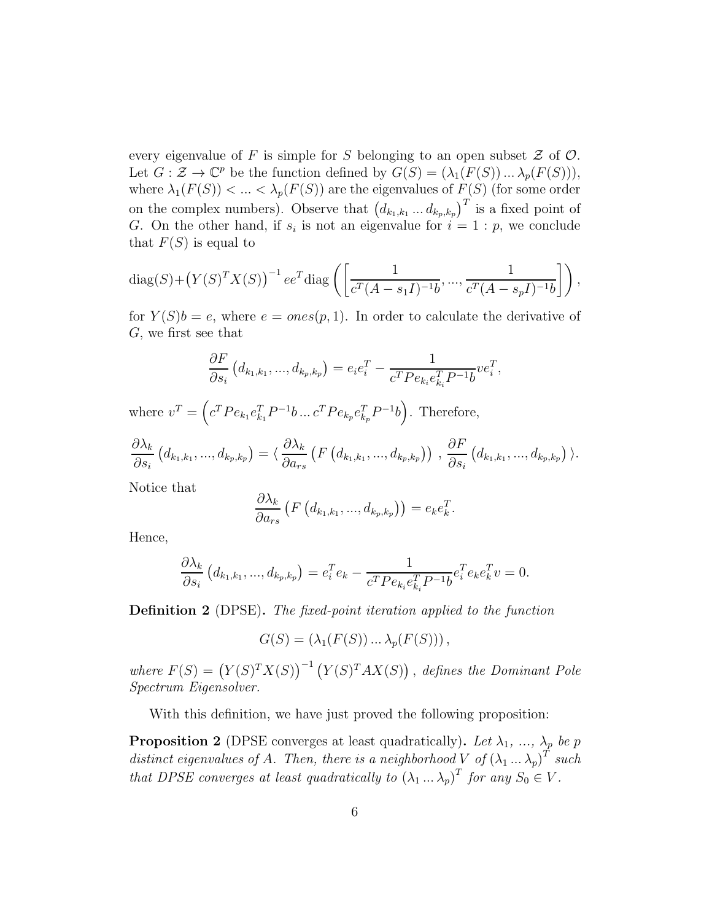every eigenvalue of $F$ is simple for $S$ belonging to an open subset $\mathcal{Z}$ of $\mathcal{O}$. Let $G : \mathcal{Z} \to \mathbb{C}^p$ be the function defined by $G(S) = (\lambda_1(F(S)) \ldots \lambda_p(F(S)))$, where $\lambda_1(F(S)) < \ldots < \lambda_p(F(S))$ are the eigenvalues of $F(S)$ (for some order on the complex numbers). Observe that $\left(d_{k_1,k_1} \ldots d_{k_p,k_p}\right)^T$ is a fixed point of $G$. On the other hand, if $s_i$ is not an eigenvalue for $i = 1 : p$, we conclude that $F(S)$ is equal to

$$\operatorname{diag}(S) + \left(Y(S)^T X(S)\right)^{-1} ee^T \operatorname{diag}\left(\left[\frac{1}{c^T(A - s_1 I)^{-1}b}, \ldots, \frac{1}{c^T(A - s_p I)^{-1}b}\right]\right),$$

for $Y(S)b = e$, where $e = ones(p, 1)$. In order to calculate the derivative of $G$, we first see that

$$\frac{\partial F}{\partial s_i}\left(d_{k_1,k_1}, \ldots, d_{k_p,k_p}\right) = e_i e_i^T - \frac{1}{c^T P e_{k_i} e_{k_i}^T P^{-1} b} v e_i^T,$$

where $v^T = \left(c^T P e_{k_1} e_{k_1}^T P^{-1} b \ldots c^T P e_{k_p} e_{k_p}^T P^{-1} b\right)$. Therefore,

$$\frac{\partial \lambda_k}{\partial s_i}\left(d_{k_1,k_1}, \ldots, d_{k_p,k_p}\right) = \langle \frac{\partial \lambda_k}{\partial a_{rs}}\left(F\left(d_{k_1,k_1}, \ldots, d_{k_p,k_p}\right)\right), \frac{\partial F}{\partial s_i}\left(d_{k_1,k_1}, \ldots, d_{k_p,k_p}\right) \rangle.$$

Notice that

$$\frac{\partial \lambda_k}{\partial a_{rs}}\left(F\left(d_{k_1,k_1}, \ldots, d_{k_p,k_p}\right)\right) = e_k e_k^T.$$

Hence,

$$\frac{\partial \lambda_k}{\partial s_i}\left(d_{k_1,k_1}, \ldots, d_{k_p,k_p}\right) = e_i^T e_k - \frac{1}{c^T P e_{k_i} e_{k_i}^T P^{-1} b} e_i^T e_k e_k^T v = 0.$$

**Definition 2** (DPSE)**.** *The fixed-point iteration applied to the function*

$$G(S) = \left(\lambda_1(F(S)) \ldots \lambda_p(F(S))\right),$$

*where* $F(S) = \left(Y(S)^T X(S)\right)^{-1} \left(Y(S)^T A X(S)\right)$, *defines the Dominant Pole Spectrum Eigensolver.*

With this definition, we have just proved the following proposition:

**Proposition 2** (DPSE converges at least quadratically)**.** *Let* $\lambda_1, \ldots, \lambda_p$ *be* $p$ *distinct eigenvalues of* $A$*. Then, there is a neighborhood* $V$ *of* $(\lambda_1 \ldots \lambda_p)^T$ *such that DPSE converges at least quadratically to* $(\lambda_1 \ldots \lambda_p)^T$ *for any* $S_0 \in V$*.*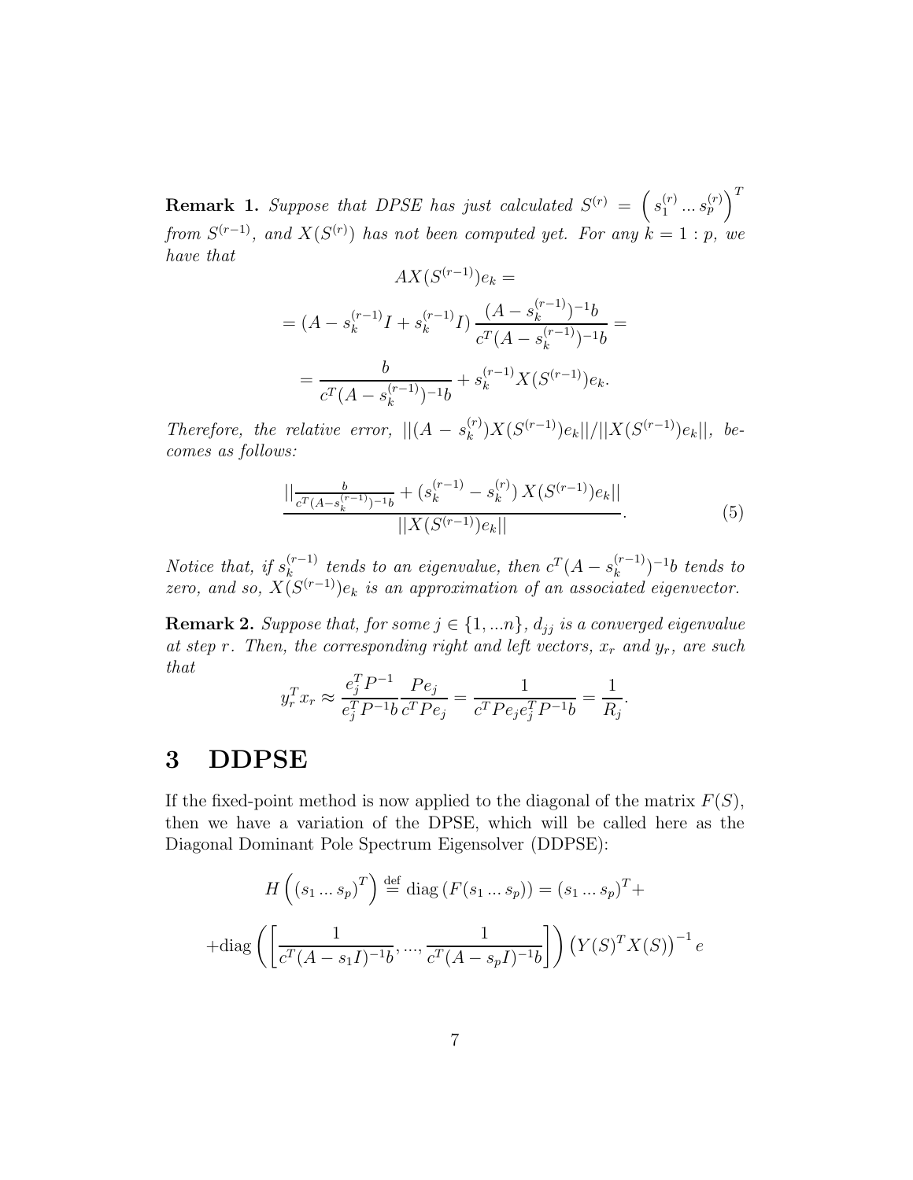**Remark 1.** *Suppose that DPSE has just calculated $S^{(r)} = \left( s_1^{(r)} \dots s_p^{(r)} \right)^T$ from $S^{(r-1)}$, and $X(S^{(r)})$ has not been computed yet. For any $k = 1 : p$, we have that*

$$AX(S^{(r-1)})e_k =$$

$$= (A - s_k^{(r-1)}I + s_k^{(r-1)}I) \frac{(A - s_k^{(r-1)})^{-1}b}{c^T(A - s_k^{(r-1)})^{-1}b} =$$

$$= \frac{b}{c^T(A - s_k^{(r-1)})^{-1}b} + s_k^{(r-1)}X(S^{(r-1)})e_k.$$

*Therefore, the relative error, $||(A - s_k^{(r)})X(S^{(r-1)})e_k||/||X(S^{(r-1)})e_k||$, becomes as follows:*

$$\frac{||\frac{b}{c^T(A - s_k^{(r-1)})^{-1}b} + (s_k^{(r-1)} - s_k^{(r)})\, X(S^{(r-1)})e_k||}{||X(S^{(r-1)})e_k||}. \tag{5}$$

*Notice that, if $s_k^{(r-1)}$ tends to an eigenvalue, then $c^T(A - s_k^{(r-1)})^{-1}b$ tends to zero, and so, $X(S^{(r-1)})e_k$ is an approximation of an associated eigenvector.*

**Remark 2.** *Suppose that, for some $j \in \{1, \dots n\}$, $d_{jj}$ is a converged eigenvalue at step $r$. Then, the corresponding right and left vectors, $x_r$ and $y_r$, are such that*

$$y_r^T x_r \approx \frac{e_j^T P^{-1}}{e_j^T P^{-1} b} \frac{P e_j}{c^T P e_j} = \frac{1}{c^T P e_j e_j^T P^{-1} b} = \frac{1}{R_j}.$$

# 3 DDPSE

If the fixed-point method is now applied to the diagonal of the matrix $F(S)$, then we have a variation of the DPSE, which will be called here as the Diagonal Dominant Pole Spectrum Eigensolver (DDPSE):

$$H\left( (s_1 \dots s_p)^T \right) \stackrel{\text{def}}{=} \text{diag}\left( F(s_1 \dots s_p) \right) = (s_1 \dots s_p)^T +$$

$$+ \text{diag}\left( \left[ \frac{1}{c^T(A - s_1 I)^{-1}b}, \dots, \frac{1}{c^T(A - s_p I)^{-1}b} \right] \right) \left( Y(S)^T X(S) \right)^{-1} e$$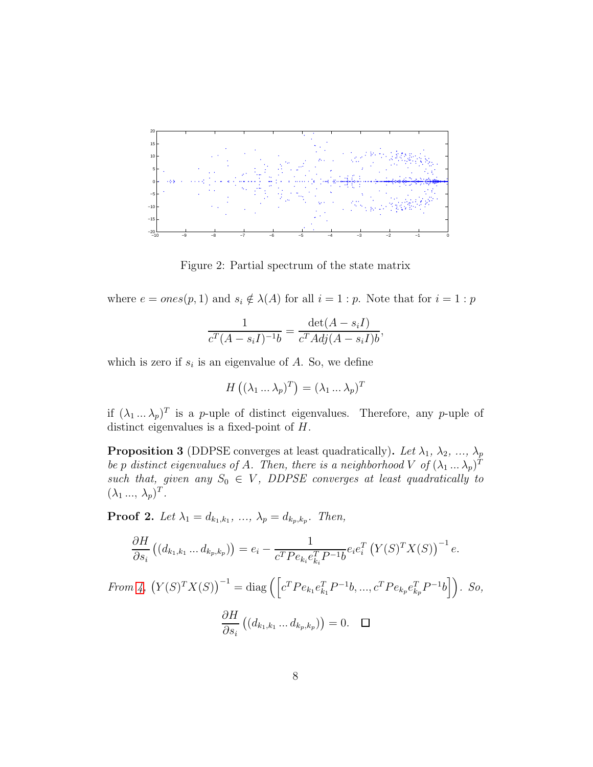20
15
10
5
0
-5
-10
-15
-20
-10 -9 -8 -7 -6 -5 -4 -3 -2 -1 0

Figure 2: Partial spectrum of the state matrix

where $e = ones(p, 1)$ and $s_i \notin \lambda(A)$ for all $i = 1 : p$. Note that for $i = 1 : p$

$$\frac{1}{c^T(A - s_iI)^{-1}b} = \frac{\det(A - s_iI)}{c^T Adj(A - s_iI)b},$$

which is zero if $s_i$ is an eigenvalue of $A$. So, we define

$$H\left((\lambda_1 \dots \lambda_p)^T\right) = (\lambda_1 \dots \lambda_p)^T$$

if $(\lambda_1 \dots \lambda_p)^T$ is a $p$-uple of distinct eigenvalues. Therefore, any $p$-uple of distinct eigenvalues is a fixed-point of $H$.

**Proposition 3** (DDPSE converges at least quadratically)**.** *Let $\lambda_1$, $\lambda_2$, ..., $\lambda_p$ be $p$ distinct eigenvalues of $A$. Then, there is a neighborhood $V$ of $(\lambda_1 \dots \lambda_p)^T$ such that, given any $S_0 \in V$, DDPSE converges at least quadratically to $(\lambda_1 \dots, \lambda_p)^T$.*

**Proof 2.** *Let $\lambda_1 = d_{k_1,k_1}$, ..., $\lambda_p = d_{k_p,k_p}$. Then,*

$$\frac{\partial H}{\partial s_i}\left((d_{k_1,k_1} \dots d_{k_p,k_p})\right) = e_i - \frac{1}{c^T P e_{k_i} e_{k_i}^T P^{-1} b} e_i e_i^T \left(Y(S)^T X(S)\right)^{-1} e.$$

*From 4,* $\left(Y(S)^T X(S)\right)^{-1} = \text{diag}\left(\left[c^T P e_{k_1} e_{k_1}^T P^{-1} b, ..., c^T P e_{k_p} e_{k_p}^T P^{-1} b\right]\right)$*. So,*

$$\frac{\partial H}{\partial s_i}\left((d_{k_1,k_1} \dots d_{k_p,k_p})\right) = 0. \quad \square$$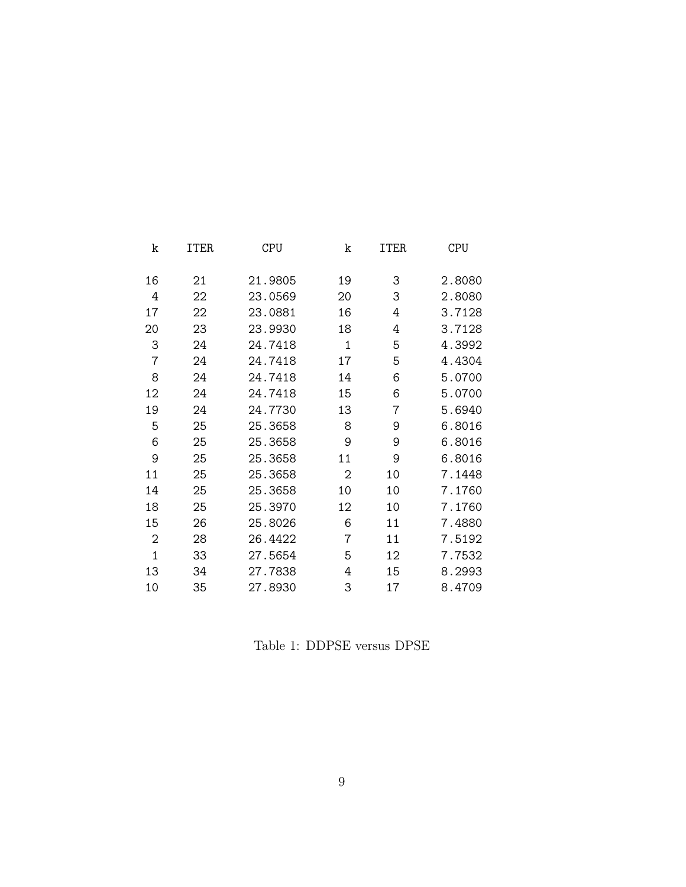| k | ITER | CPU | k | ITER | CPU |
|---|---|---|---|---|---|
| 16 | 21 | 21.9805 | 19 | 3 | 2.8080 |
| 4 | 22 | 23.0569 | 20 | 3 | 2.8080 |
| 17 | 22 | 23.0881 | 16 | 4 | 3.7128 |
| 20 | 23 | 23.9930 | 18 | 4 | 3.7128 |
| 3 | 24 | 24.7418 | 1 | 5 | 4.3992 |
| 7 | 24 | 24.7418 | 17 | 5 | 4.4304 |
| 8 | 24 | 24.7418 | 14 | 6 | 5.0700 |
| 12 | 24 | 24.7418 | 15 | 6 | 5.0700 |
| 19 | 24 | 24.7730 | 13 | 7 | 5.6940 |
| 5 | 25 | 25.3658 | 8 | 9 | 6.8016 |
| 6 | 25 | 25.3658 | 9 | 9 | 6.8016 |
| 9 | 25 | 25.3658 | 11 | 9 | 6.8016 |
| 11 | 25 | 25.3658 | 2 | 10 | 7.1448 |
| 14 | 25 | 25.3658 | 10 | 10 | 7.1760 |
| 18 | 25 | 25.3970 | 12 | 10 | 7.1760 |
| 15 | 26 | 25.8026 | 6 | 11 | 7.4880 |
| 2 | 28 | 26.4422 | 7 | 11 | 7.5192 |
| 1 | 33 | 27.5654 | 5 | 12 | 7.7532 |
| 13 | 34 | 27.7838 | 4 | 15 | 8.2993 |
| 10 | 35 | 27.8930 | 3 | 17 | 8.4709 |

Table 1: DDPSE versus DPSE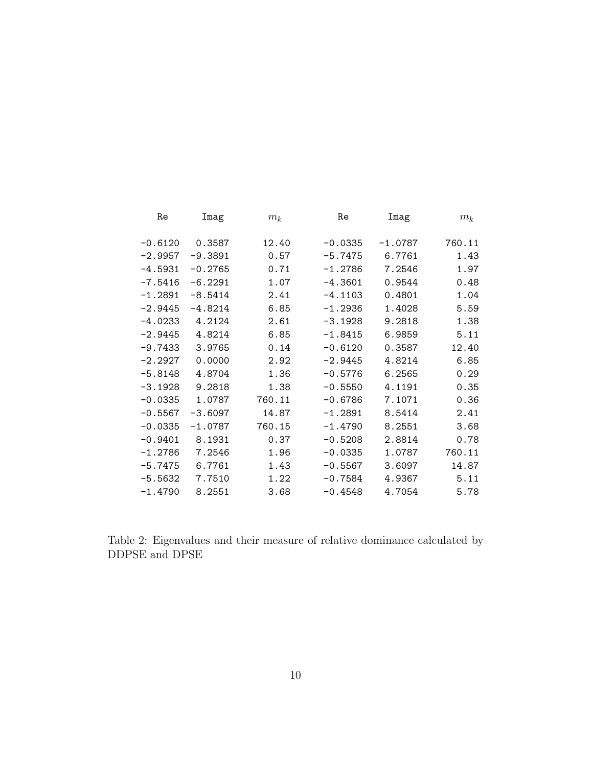| Re | Imag | $m_k$ | Re | Imag | $m_k$ |
|---|---|---|---|---|---|
| −0.6120 | 0.3587 | 12.40 | −0.0335 | −1.0787 | 760.11 |
| −2.9957 | −9.3891 | 0.57 | −5.7475 | 6.7761 | 1.43 |
| −4.5931 | −0.2765 | 0.71 | −1.2786 | 7.2546 | 1.97 |
| −7.5416 | −6.2291 | 1.07 | −4.3601 | 0.9544 | 0.48 |
| −1.2891 | −8.5414 | 2.41 | −4.1103 | 0.4801 | 1.04 |
| −2.9445 | −4.8214 | 6.85 | −1.2936 | 1.4028 | 5.59 |
| −4.0233 | 4.2124 | 2.61 | −3.1928 | 9.2818 | 1.38 |
| −2.9445 | 4.8214 | 6.85 | −1.8415 | 6.9859 | 5.11 |
| −9.7433 | 3.9765 | 0.14 | −0.6120 | 0.3587 | 12.40 |
| −2.2927 | 0.0000 | 2.92 | −2.9445 | 4.8214 | 6.85 |
| −5.8148 | 4.8704 | 1.36 | −0.5776 | 6.2565 | 0.29 |
| −3.1928 | 9.2818 | 1.38 | −0.5550 | 4.1191 | 0.35 |
| −0.0335 | 1.0787 | 760.11 | −0.6786 | 7.1071 | 0.36 |
| −0.5567 | −3.6097 | 14.87 | −1.2891 | 8.5414 | 2.41 |
| −0.0335 | −1.0787 | 760.15 | −1.4790 | 8.2551 | 3.68 |
| −0.9401 | 8.1931 | 0.37 | −0.5208 | 2.8814 | 0.78 |
| −1.2786 | 7.2546 | 1.96 | −0.0335 | 1.0787 | 760.11 |
| −5.7475 | 6.7761 | 1.43 | −0.5567 | 3.6097 | 14.87 |
| −5.5632 | 7.7510 | 1.22 | −0.7584 | 4.9367 | 5.11 |
| −1.4790 | 8.2551 | 3.68 | −0.4548 | 4.7054 | 5.78 |

Table 2: Eigenvalues and their measure of relative dominance calculated by DDPSE and DPSE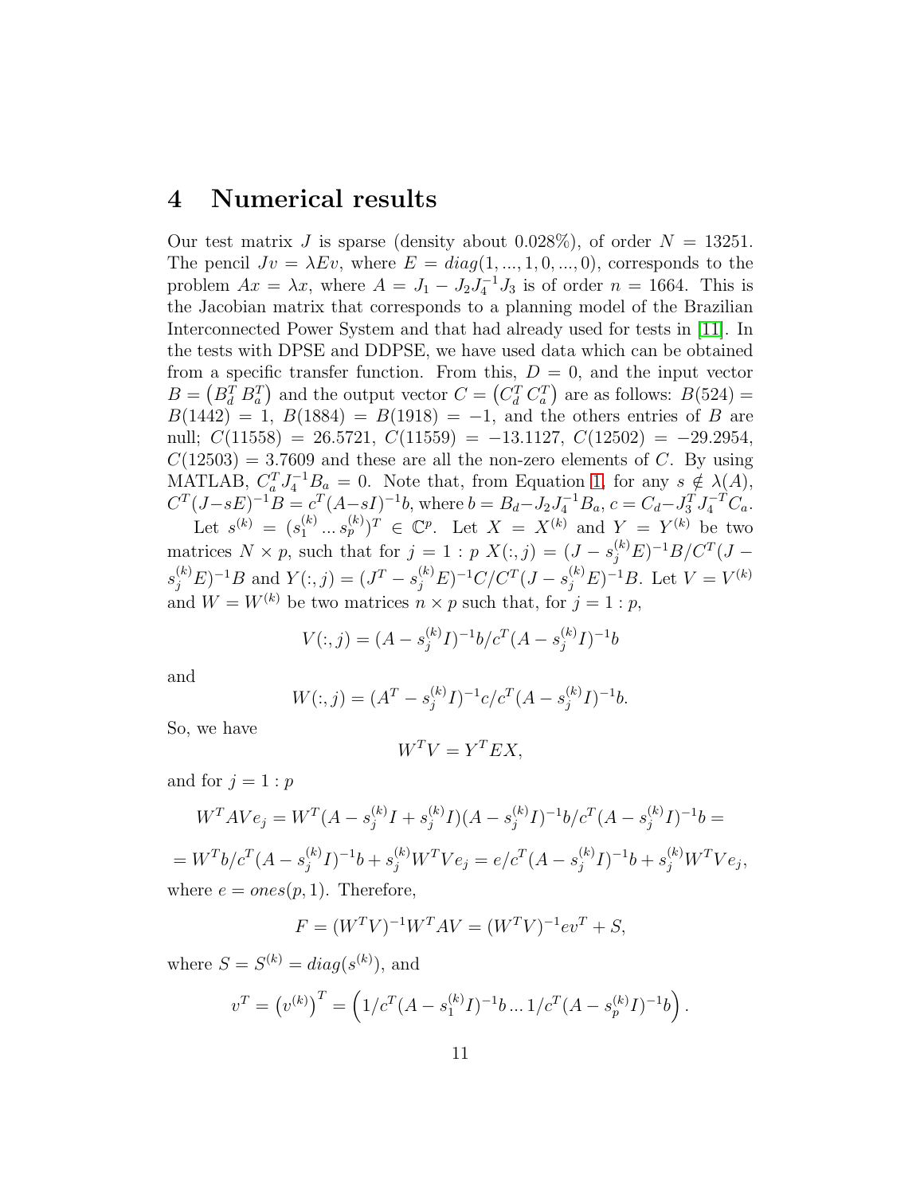# 4 Numerical results

Our test matrix $J$ is sparse (density about 0.028%), of order $N = 13251$. The pencil $Jv = \lambda Ev$, where $E = diag(1, ..., 1, 0, ..., 0)$, corresponds to the problem $Ax = \lambda x$, where $A = J_1 - J_2 J_4^{-1} J_3$ is of order $n = 1664$. This is the Jacobian matrix that corresponds to a planning model of the Brazilian Interconnected Power System and that had already used for tests in [11]. In the tests with DPSE and DDPSE, we have used data which can be obtained from a specific transfer function. From this, $D = 0$, and the input vector $B = \begin{pmatrix} B_d^T \, B_a^T \end{pmatrix}$ and the output vector $C = \begin{pmatrix} C_d^T \, C_a^T \end{pmatrix}$ are as follows: $B(524) = B(1442) = 1$, $B(1884) = B(1918) = -1$, and the others entries of $B$ are null; $C(11558) = 26.5721$, $C(11559) = -13.1127$, $C(12502) = -29.2954$, $C(12503) = 3.7609$ and these are all the non-zero elements of $C$. By using MATLAB, $C_a^T J_4^{-1} B_a = 0$. Note that, from Equation 1, for any $s \notin \lambda(A)$, $C^T(J - sE)^{-1}B = c^T(A - sI)^{-1}b$, where $b = B_d - J_2 J_4^{-1} B_a$, $c = C_d - J_3^T J_4^{-T} C_a$.

Let $s^{(k)} = (s_1^{(k)} \dots s_p^{(k)})^T \in \mathbb{C}^p$. Let $X = X^{(k)}$ and $Y = Y^{(k)}$ be two matrices $N \times p$, such that for $j = 1 : p$ $X(:, j) = (J - s_j^{(k)}E)^{-1}B / C^T(J - s_j^{(k)}E)^{-1}B$ and $Y(:, j) = (J^T - s_j^{(k)}E)^{-1}C / C^T(J - s_j^{(k)}E)^{-1}B$. Let $V = V^{(k)}$ and $W = W^{(k)}$ be two matrices $n \times p$ such that, for $j = 1 : p$,

$$V(:, j) = (A - s_j^{(k)}I)^{-1}b / c^T(A - s_j^{(k)}I)^{-1}b$$

and

$$W(:, j) = (A^T - s_j^{(k)}I)^{-1}c / c^T(A - s_j^{(k)}I)^{-1}b.$$

So, we have

$$W^T V = Y^T E X,$$

and for $j = 1 : p$

$$W^T A V e_j = W^T(A - s_j^{(k)}I + s_j^{(k)}I)(A - s_j^{(k)}I)^{-1}b / c^T(A - s_j^{(k)}I)^{-1}b =$$

$$= W^T b / c^T(A - s_j^{(k)}I)^{-1}b + s_j^{(k)} W^T V e_j = e / c^T(A - s_j^{(k)}I)^{-1}b + s_j^{(k)} W^T V e_j,$$

where $e = ones(p, 1)$. Therefore,

$$F = (W^T V)^{-1} W^T A V = (W^T V)^{-1} e v^T + S,$$

where $S = S^{(k)} = diag(s^{(k)})$, and

$$v^T = \left(v^{(k)}\right)^T = \left(1/c^T(A - s_1^{(k)}I)^{-1}b \dots 1/c^T(A - s_p^{(k)}I)^{-1}b\right).$$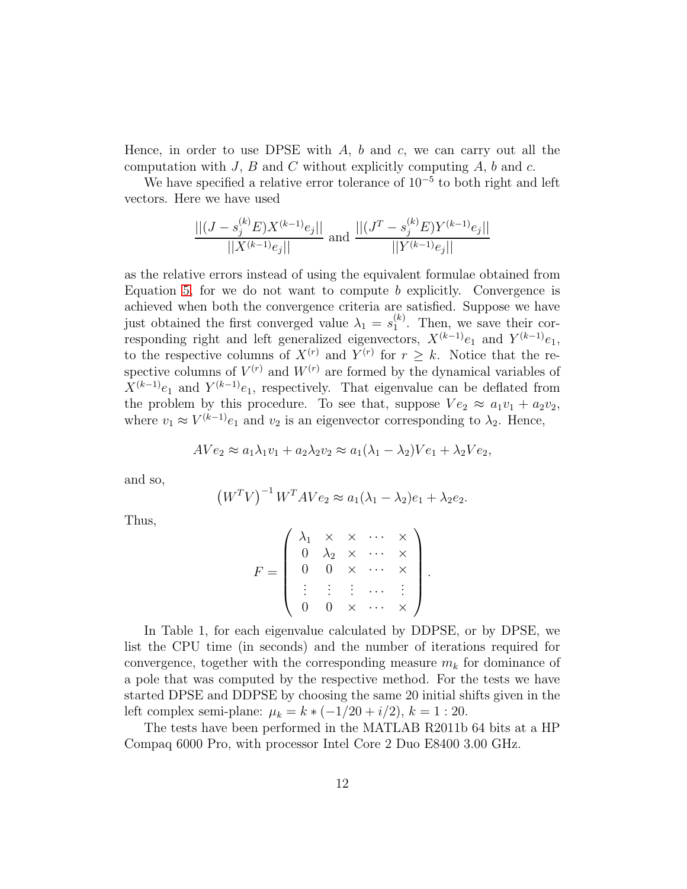Hence, in order to use DPSE with $A$, $b$ and $c$, we can carry out all the computation with $J$, $B$ and $C$ without explicitly computing $A$, $b$ and $c$.

We have specified a relative error tolerance of $10^{-5}$ to both right and left vectors. Here we have used

$$\frac{||(J - s_j^{(k)} E)X^{(k-1)}e_j||}{||X^{(k-1)}e_j||} \text{ and } \frac{||(J^T - s_j^{(k)} E)Y^{(k-1)}e_j||}{||Y^{(k-1)}e_j||}$$

as the relative errors instead of using the equivalent formulae obtained from Equation 5, for we do not want to compute $b$ explicitly. Convergence is achieved when both the convergence criteria are satisfied. Suppose we have just obtained the first converged value $\lambda_1 = s_1^{(k)}$. Then, we save their corresponding right and left generalized eigenvectors, $X^{(k-1)}e_1$ and $Y^{(k-1)}e_1$, to the respective columns of $X^{(r)}$ and $Y^{(r)}$ for $r \geq k$. Notice that the respective columns of $V^{(r)}$ and $W^{(r)}$ are formed by the dynamical variables of $X^{(k-1)}e_1$ and $Y^{(k-1)}e_1$, respectively. That eigenvalue can be deflated from the problem by this procedure. To see that, suppose $Ve_2 \approx a_1 v_1 + a_2 v_2$, where $v_1 \approx V^{(k-1)}e_1$ and $v_2$ is an eigenvector corresponding to $\lambda_2$. Hence,

$$AVe_2 \approx a_1 \lambda_1 v_1 + a_2 \lambda_2 v_2 \approx a_1(\lambda_1 - \lambda_2)Ve_1 + \lambda_2 Ve_2,$$

and so,

$$\left(W^T V\right)^{-1} W^T A V e_2 \approx a_1(\lambda_1 - \lambda_2)e_1 + \lambda_2 e_2.$$

Thus,

$$F = \begin{pmatrix} \lambda_1 & \times & \times & \cdots & \times \\ 0 & \lambda_2 & \times & \cdots & \times \\ 0 & 0 & \times & \cdots & \times \\ \vdots & \vdots & \vdots & \cdots & \vdots \\ 0 & 0 & \times & \cdots & \times \end{pmatrix}.$$

In Table 1, for each eigenvalue calculated by DDPSE, or by DPSE, we list the CPU time (in seconds) and the number of iterations required for convergence, together with the corresponding measure $m_k$ for dominance of a pole that was computed by the respective method. For the tests we have started DPSE and DDPSE by choosing the same 20 initial shifts given in the left complex semi-plane: $\mu_k = k * (-1/20 + i/2)$, $k = 1:20$.

The tests have been performed in the MATLAB R2011b 64 bits at a HP Compaq 6000 Pro, with processor Intel Core 2 Duo E8400 3.00 GHz.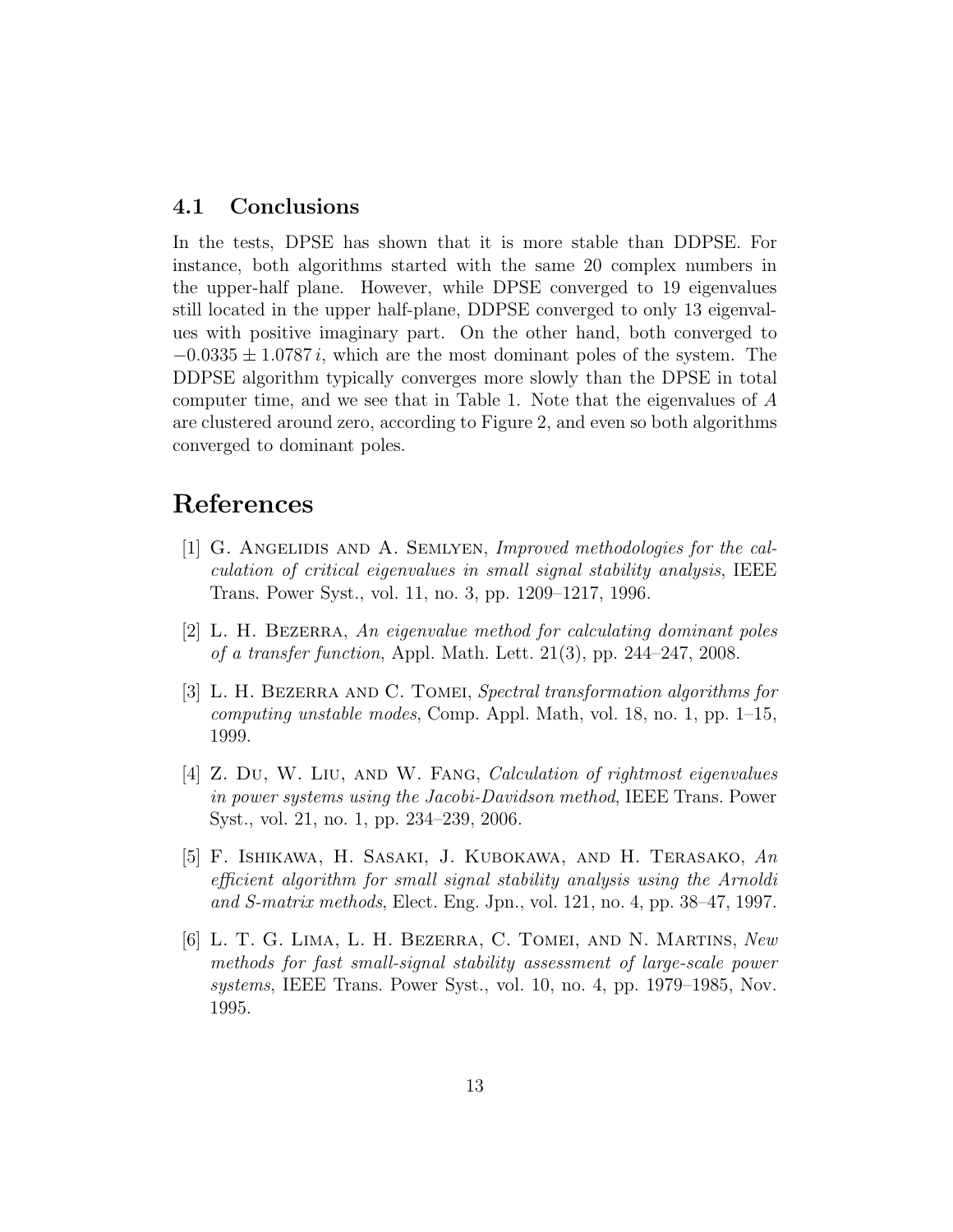### 4.1 Conclusions

In the tests, DPSE has shown that it is more stable than DDPSE. For instance, both algorithms started with the same 20 complex numbers in the upper-half plane. However, while DPSE converged to 19 eigenvalues still located in the upper half-plane, DDPSE converged to only 13 eigenvalues with positive imaginary part. On the other hand, both converged to $-0.0335 \pm 1.0787\,i$, which are the most dominant poles of the system. The DDPSE algorithm typically converges more slowly than the DPSE in total computer time, and we see that in Table 1. Note that the eigenvalues of $A$ are clustered around zero, according to Figure 2, and even so both algorithms converged to dominant poles.

## References

[1] G. Angelidis and A. Semlyen, *Improved methodologies for the calculation of critical eigenvalues in small signal stability analysis*, IEEE Trans. Power Syst., vol. 11, no. 3, pp. 1209–1217, 1996.

[2] L. H. Bezerra, *An eigenvalue method for calculating dominant poles of a transfer function*, Appl. Math. Lett. 21(3), pp. 244–247, 2008.

[3] L. H. Bezerra and C. Tomei, *Spectral transformation algorithms for computing unstable modes*, Comp. Appl. Math, vol. 18, no. 1, pp. 1–15, 1999.

[4] Z. Du, W. Liu, and W. Fang, *Calculation of rightmost eigenvalues in power systems using the Jacobi-Davidson method*, IEEE Trans. Power Syst., vol. 21, no. 1, pp. 234–239, 2006.

[5] F. Ishikawa, H. Sasaki, J. Kubokawa, and H. Terasako, *An efficient algorithm for small signal stability analysis using the Arnoldi and S-matrix methods*, Elect. Eng. Jpn., vol. 121, no. 4, pp. 38–47, 1997.

[6] L. T. G. Lima, L. H. Bezerra, C. Tomei, and N. Martins, *New methods for fast small-signal stability assessment of large-scale power systems*, IEEE Trans. Power Syst., vol. 10, no. 4, pp. 1979–1985, Nov. 1995.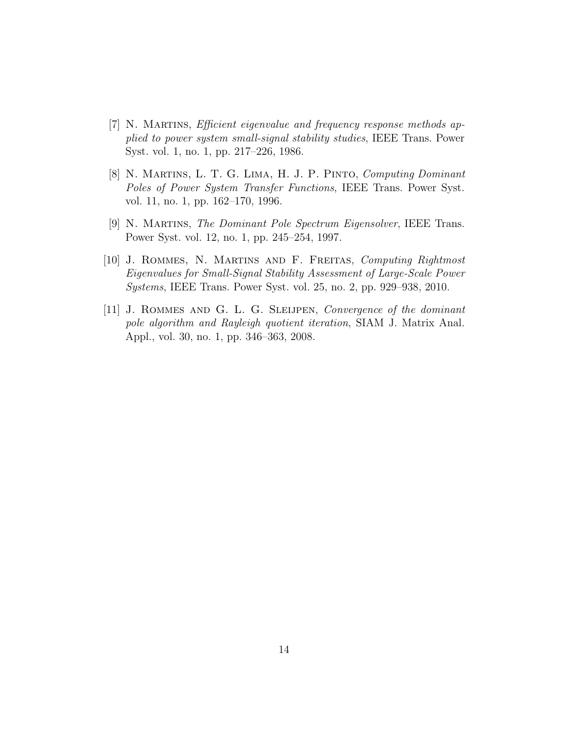[7] N. Martins, *Efficient eigenvalue and frequency response methods applied to power system small-signal stability studies*, IEEE Trans. Power Syst. vol. 1, no. 1, pp. 217–226, 1986.

[8] N. Martins, L. T. G. Lima, H. J. P. Pinto, *Computing Dominant Poles of Power System Transfer Functions*, IEEE Trans. Power Syst. vol. 11, no. 1, pp. 162–170, 1996.

[9] N. Martins, *The Dominant Pole Spectrum Eigensolver*, IEEE Trans. Power Syst. vol. 12, no. 1, pp. 245–254, 1997.

[10] J. Rommes, N. Martins and F. Freitas, *Computing Rightmost Eigenvalues for Small-Signal Stability Assessment of Large-Scale Power Systems*, IEEE Trans. Power Syst. vol. 25, no. 2, pp. 929–938, 2010.

[11] J. Rommes and G. L. G. Sleijpen, *Convergence of the dominant pole algorithm and Rayleigh quotient iteration*, SIAM J. Matrix Anal. Appl., vol. 30, no. 1, pp. 346–363, 2008.